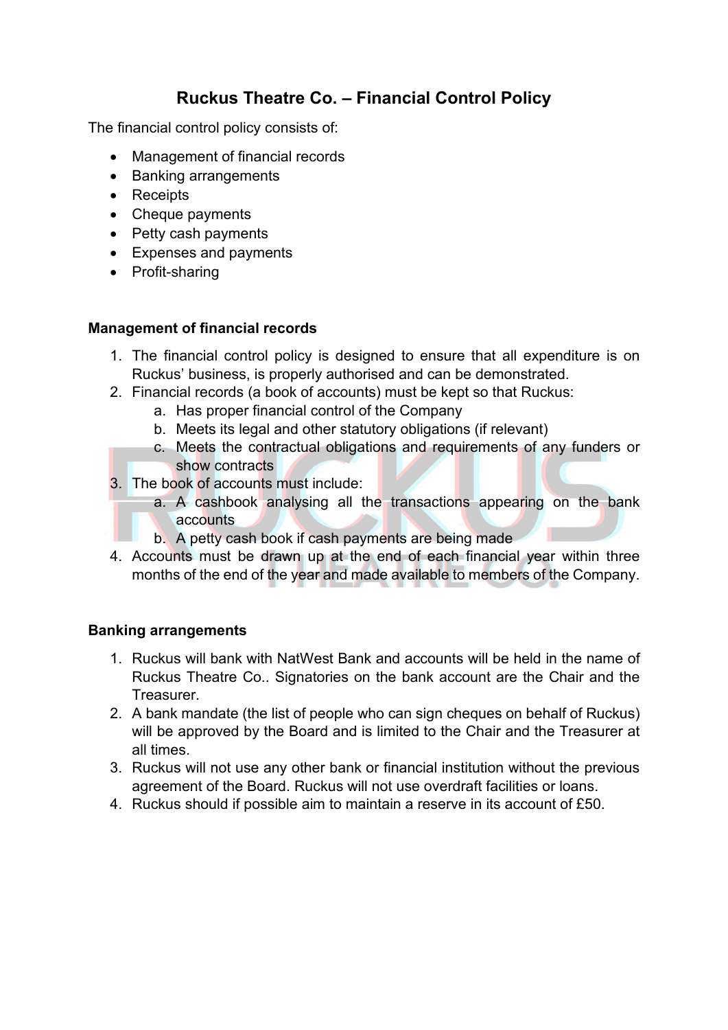# Ruckus Theatre Co. – Financial Control Policy

The financial control policy consists of:

- Management of financial records
- Banking arrangements
- Receipts
- Cheque payments
- Petty cash payments
- Expenses and payments
- Profit-sharing

**Management of financial records**

1. The financial control policy is designed to ensure that all expenditure is on Ruckus' business, is properly authorised and can be demonstrated.
2. Financial records (a book of accounts) must be kept so that Ruckus:
    a. Has proper financial control of the Company
    b. Meets its legal and other statutory obligations (if relevant)
    c. Meets the contractual obligations and requirements of any funders or show contracts
3. The book of accounts must include:
    a. A cashbook analysing all the transactions appearing on the bank accounts
    b. A petty cash book if cash payments are being made
4. Accounts must be drawn up at the end of each financial year within three months of the end of the year and made available to members of the Company.

**Banking arrangements**

1. Ruckus will bank with NatWest Bank and accounts will be held in the name of Ruckus Theatre Co.. Signatories on the bank account are the Chair and the Treasurer.
2. A bank mandate (the list of people who can sign cheques on behalf of Ruckus) will be approved by the Board and is limited to the Chair and the Treasurer at all times.
3. Ruckus will not use any other bank or financial institution without the previous agreement of the Board. Ruckus will not use overdraft facilities or loans.
4. Ruckus should if possible aim to maintain a reserve in its account of £50.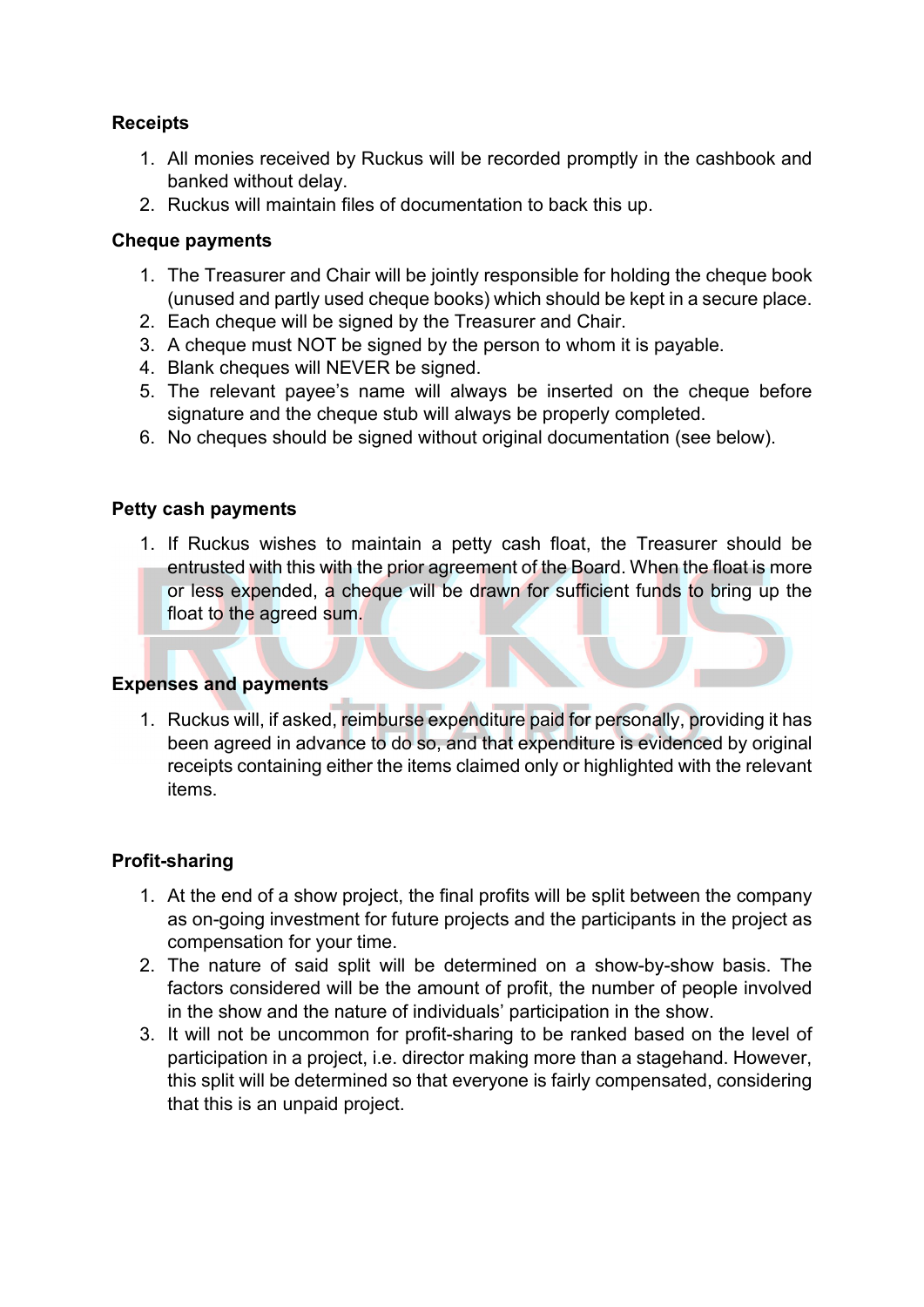**Receipts**

1. All monies received by Ruckus will be recorded promptly in the cashbook and banked without delay.
2. Ruckus will maintain files of documentation to back this up.

**Cheque payments**

1. The Treasurer and Chair will be jointly responsible for holding the cheque book (unused and partly used cheque books) which should be kept in a secure place.
2. Each cheque will be signed by the Treasurer and Chair.
3. A cheque must NOT be signed by the person to whom it is payable.
4. Blank cheques will NEVER be signed.
5. The relevant payee's name will always be inserted on the cheque before signature and the cheque stub will always be properly completed.
6. No cheques should be signed without original documentation (see below).

**Petty cash payments**

1. If Ruckus wishes to maintain a petty cash float, the Treasurer should be entrusted with this with the prior agreement of the Board. When the float is more or less expended, a cheque will be drawn for sufficient funds to bring up the float to the agreed sum.

**Expenses and payments**

1. Ruckus will, if asked, reimburse expenditure paid for personally, providing it has been agreed in advance to do so, and that expenditure is evidenced by original receipts containing either the items claimed only or highlighted with the relevant items.

**Profit-sharing**

1. At the end of a show project, the final profits will be split between the company as on-going investment for future projects and the participants in the project as compensation for your time.
2. The nature of said split will be determined on a show-by-show basis. The factors considered will be the amount of profit, the number of people involved in the show and the nature of individuals' participation in the show.
3. It will not be uncommon for profit-sharing to be ranked based on the level of participation in a project, i.e. director making more than a stagehand. However, this split will be determined so that everyone is fairly compensated, considering that this is an unpaid project.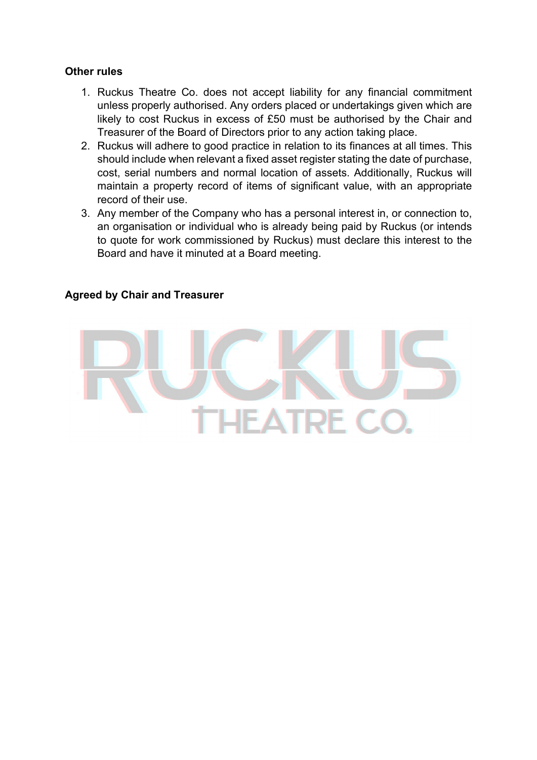**Other rules**

1. Ruckus Theatre Co. does not accept liability for any financial commitment unless properly authorised. Any orders placed or undertakings given which are likely to cost Ruckus in excess of £50 must be authorised by the Chair and Treasurer of the Board of Directors prior to any action taking place.
2. Ruckus will adhere to good practice in relation to its finances at all times. This should include when relevant a fixed asset register stating the date of purchase, cost, serial numbers and normal location of assets. Additionally, Ruckus will maintain a property record of items of significant value, with an appropriate record of their use.
3. Any member of the Company who has a personal interest in, or connection to, an organisation or individual who is already being paid by Ruckus (or intends to quote for work commissioned by Ruckus) must declare this interest to the Board and have it minuted at a Board meeting.

**Agreed by Chair and Treasurer**

RUCKUS
THEATRE CO.